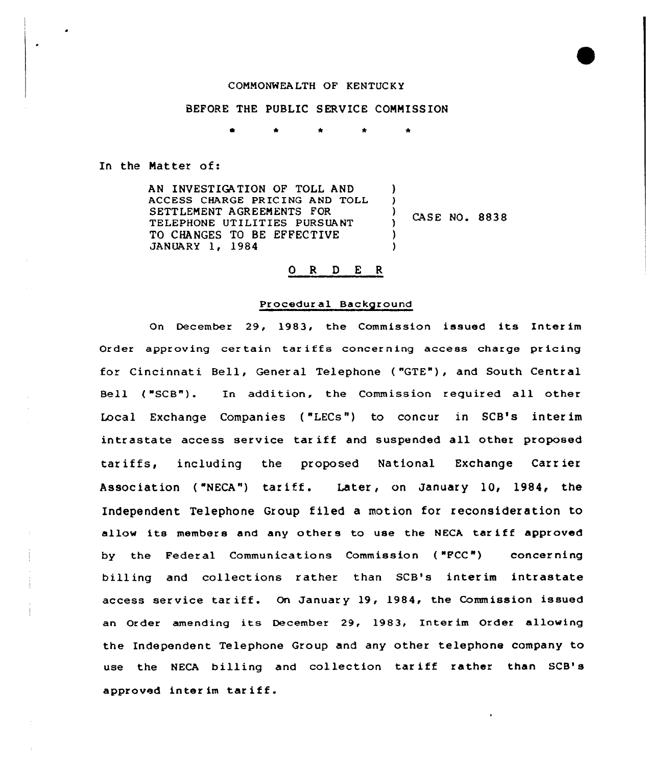COMMONWEALTH OF KENTUCKY

BEFORE THE PUBLIC SERVICE COMMISSION

\* \* \* \* \*

In the Matter of:

| | | |
|---|---|---|
| AN INVESTIGATION OF TOLL AND ACCESS CHARGE PRICING AND TOLL SETTLEMENT AGREEMENTS FOR TELEPHONE UTILITIES PURSUANT TO CHANGES TO BE EFFECTIVE JANUARY 1, 1984 | ) | CASE NO. 8838 |

## O R D E R

### Procedural Background

On December 29, 1983, the Commission issued its Interim Order approving certain tariffs concerning access charge pricing for Cincinnati Bell, General Telephone ("GTE"), and South Central Bell ("SCB"). In addition, the Commission required all other Local Exchange Companies ("LECs") to concur in SCB's interim intrastate access service tariff and suspended all other proposed tariffs, including the proposed National Exchange Carrier Association ("NECA") tariff. Later, on January 10, 1984, the Independent Telephone Group filed a motion for reconsideration to allow its members and any others to use the NECA tariff approved by the Federal Communications Commission ("FCC") concerning billing and collections rather than SCB's interim intrastate access service tariff. On January 19, 1984, the Commission issued an Order amending its December 29, 1983, Interim Order allowing the Independent Telephone Group and any other telephone company to use the NECA billing and collection tariff rather than SCB's approved interim tariff.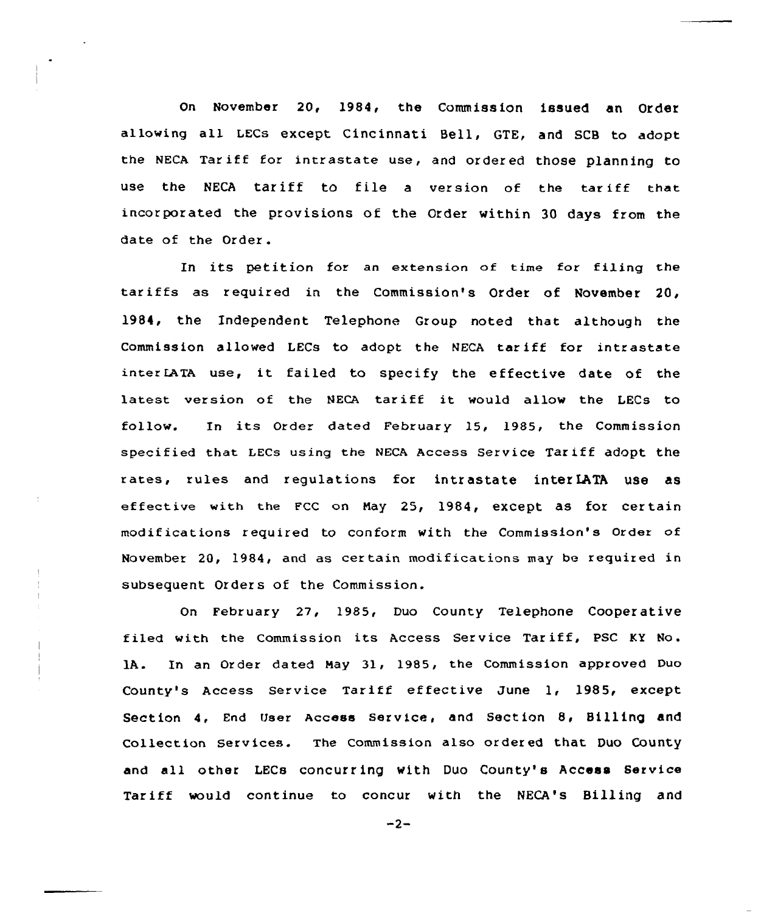On November 20, 1984, the Commission issued an Order allowing all LECs except Cincinnati Bell, GTE, and SCB to adopt the NECA Tariff for intrastate use, and ordered those planning to use the NECA tariff to file a version of the tariff that incorporated the provisions of the Order within 30 days from the date of the Order.

In its petition for an extension of time for filing the tariffs as required in the Commission's Order of November 20, 1984, the Independent Telephone Group noted that although the Commission allowed LECs to adopt the NECA tariff for intrastate interLATA use, it failed to specify the effective date of the latest version of the NECA tariff it would allow the LECs to follow. In its Order dated February 15, 1985, the Commission specified that LECs using the NECA Access Service Tariff adopt the rates, rules and regulations for intrastate interLATA use as effective with the FCC on May 25, 1984, except as for certain modifications required to conform with the Commission's Order of November 20, 1984, and as certain modifications may be required in subsequent Orders of the Commission.

On February 27, 1985, Duo County Telephone Cooperative filed with the Commission its Access Service Tariff, PSC KY No. 1A. In an Order dated May 31, 1985, the Commission approved Duo County's Access Service Tariff effective June 1, 1985, except Section 4, End User Access Service, and Section 8, Billing and Collection Services. The Commission also ordered that Duo County and all other LECs concurring with Duo County's Access Service Tariff would continue to concur with the NECA's Billing and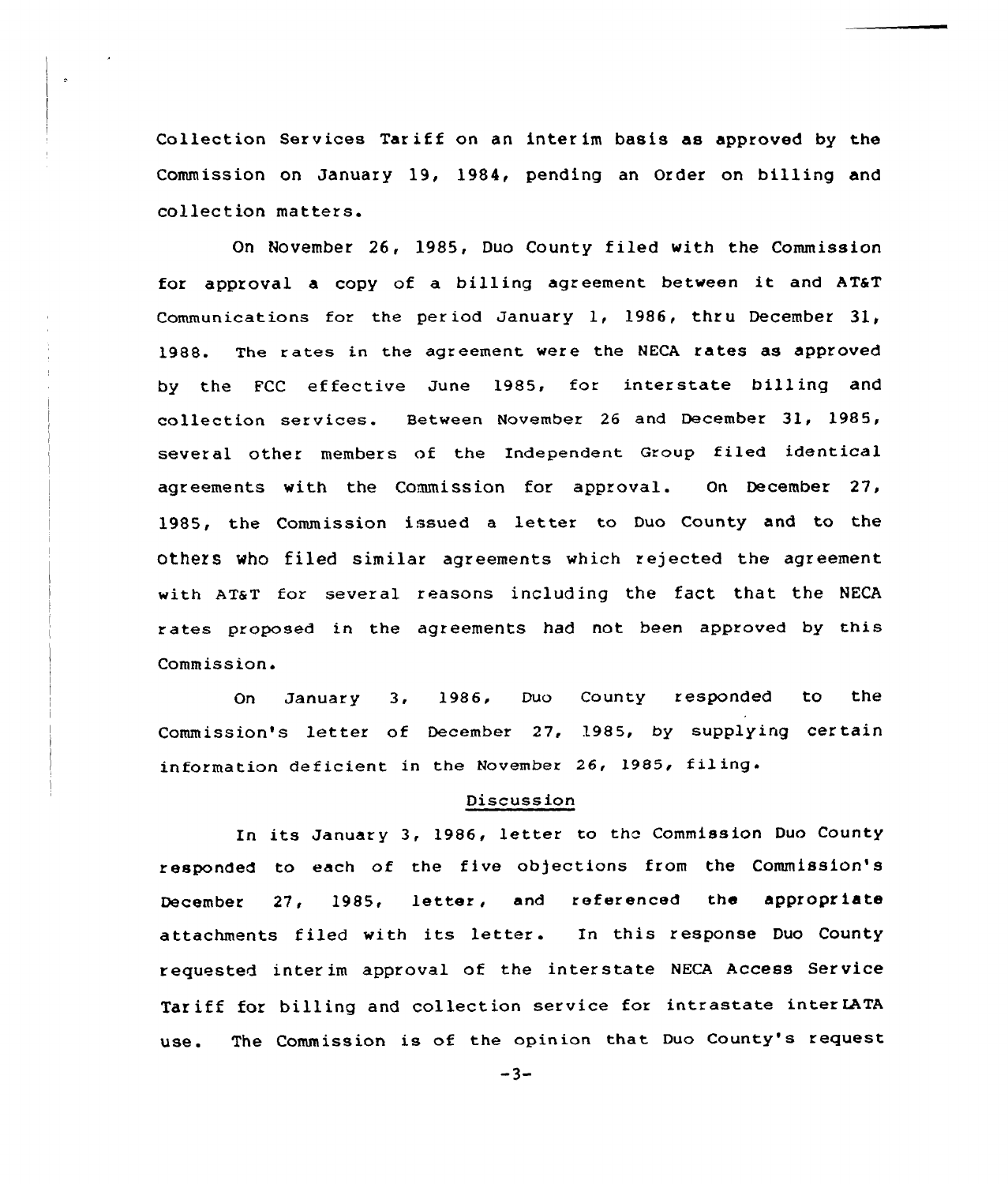Collection Services Tariff on an interim basis as approved by the Commission on January 19, 1984, pending an Order on billing and collection matters.

On November 26, 1985, Duo County filed with the Commission for approval a copy of a billing agreement between it and AT&T Communications for the period January 1, 1986, thru December 31, 1988. The rates in the agreement were the NECA rates as approved by the FCC effective June 1985, for interstate billing and collection services. Between November 26 and December 31, 1985, several other members of the Independent Group filed identical agreements with the Commission for approval. On December 27, 1985, the Commission issued a letter to Duo County and to the others who filed similar agreements which rejected the agreement with AT&T for several reasons including the fact that the NECA rates proposed in the agreements had not been approved by this Commission.

On January 3, 1986, Duo County responded to the Commission's letter of December 27, 1985, by supplying certain information deficient in the November 26, 1985, filing.

## Discussion

In its January 3, 1986, letter to the Commission Duo County responded to each of the five objections from the Commission's December 27, 1985, letter, and referenced the appropriate attachments filed with its letter. In this response Duo County requested interim approval of the interstate NECA Access Service Tariff for billing and collection service for intrastate interLATA use. The Commission is of the opinion that Duo County's request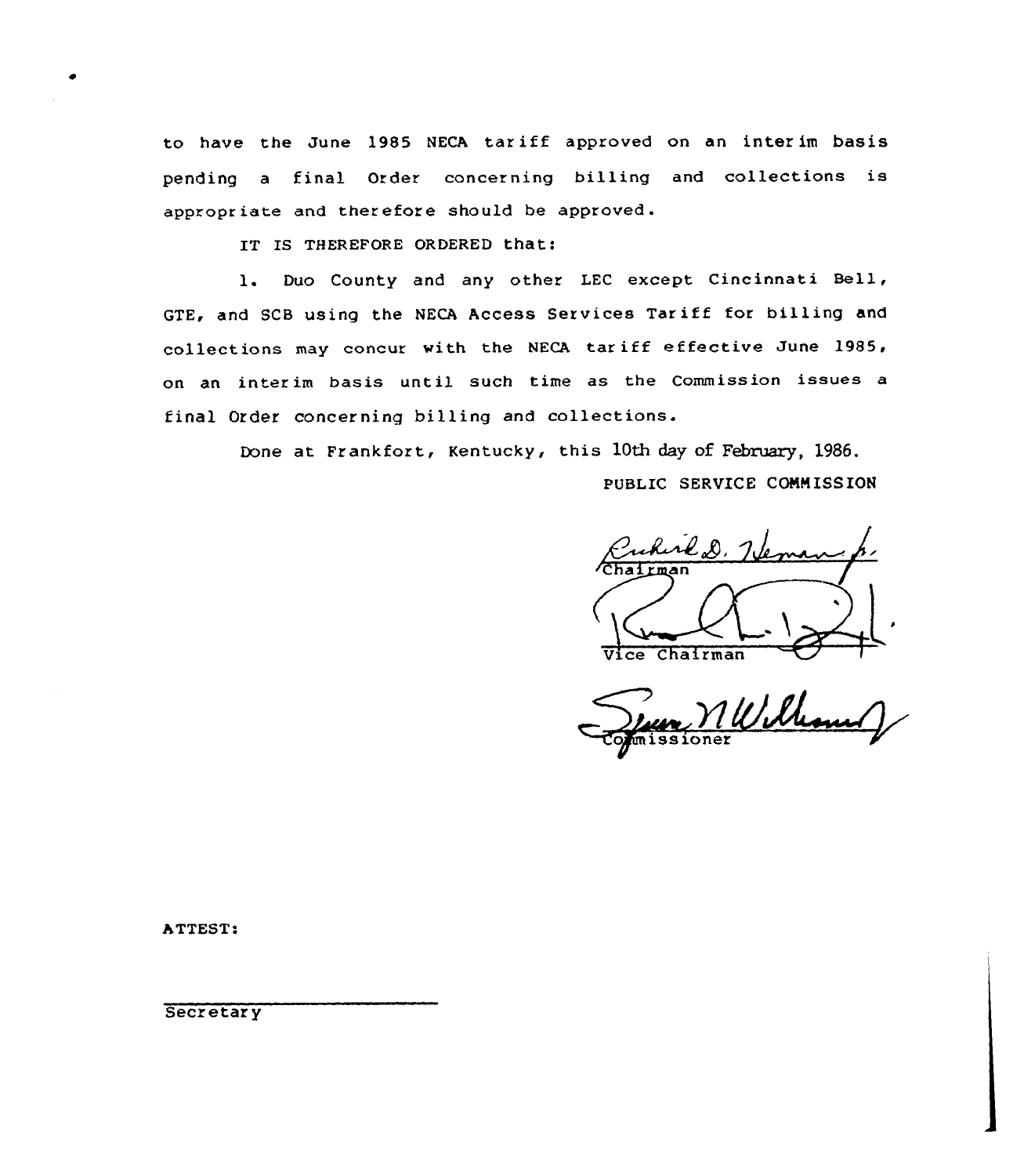to have the June 1985 NECA tariff approved on an interim basis pending a final Order concerning billing and collections is appropriate and therefore should be approved.

IT IS THEREFORE ORDERED that:

1. Duo County and any other LEC except Cincinnati Bell, GTE, and SCB using the NECA Access Services Tariff for billing and collections may concur with the NECA tariff effective June 1985, on an interim basis until such time as the Commission issues a final Order concerning billing and collections.

Done at Frankfort, Kentucky, this 10th day of February, 1986.

PUBLIC SERVICE COMMISSION

Chairman

Vice Chairman

Commissioner

ATTEST:

Secretary